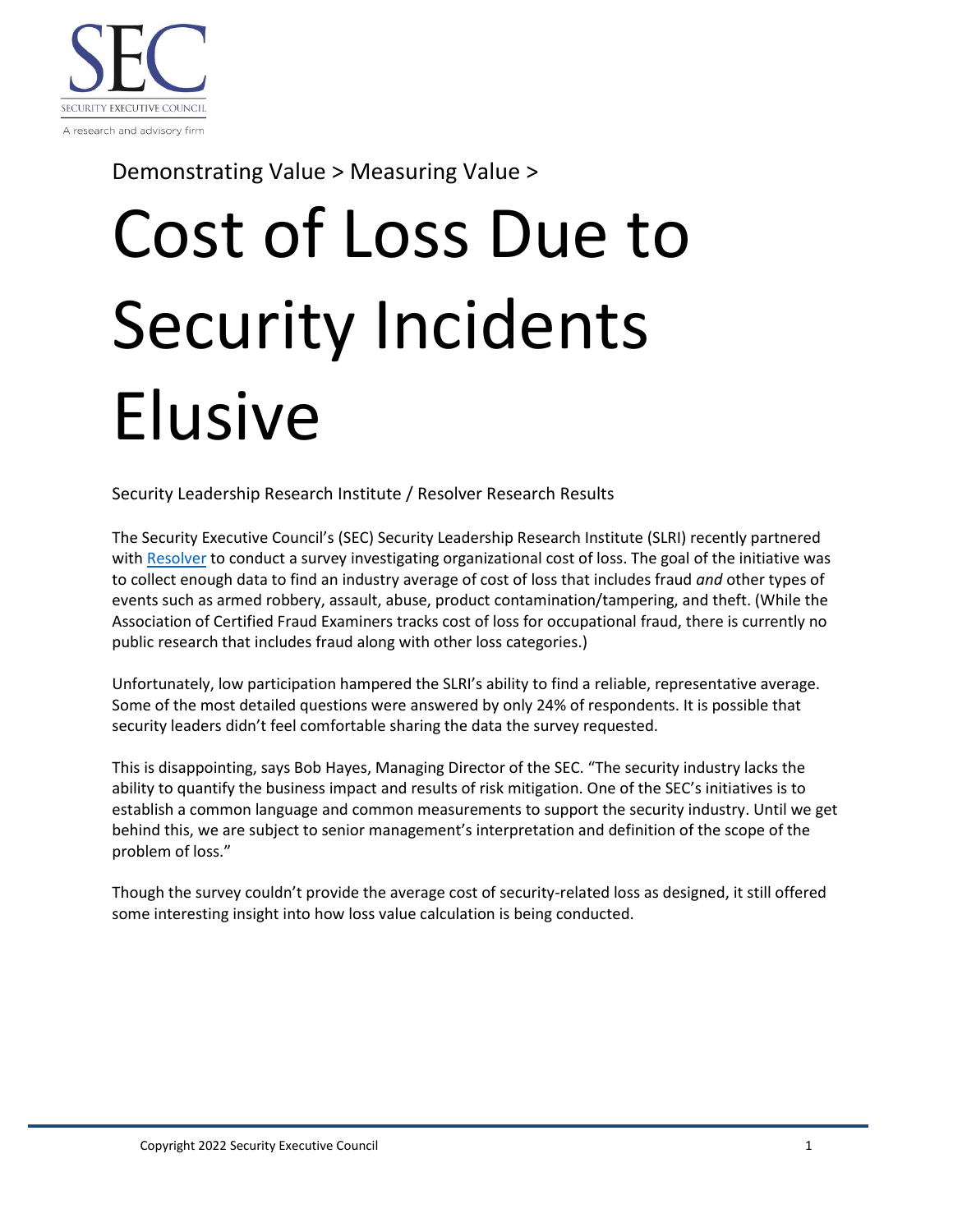SEC

SECURITY EXECUTIVE COUNCIL

A research and advisory firm

Demonstrating Value > Measuring Value >

# Cost of Loss Due to Security Incidents Elusive

Security Leadership Research Institute / Resolver Research Results

The Security Executive Council's (SEC) Security Leadership Research Institute (SLRI) recently partnered with Resolver to conduct a survey investigating organizational cost of loss. The goal of the initiative was to collect enough data to find an industry average of cost of loss that includes fraud *and* other types of events such as armed robbery, assault, abuse, product contamination/tampering, and theft. (While the Association of Certified Fraud Examiners tracks cost of loss for occupational fraud, there is currently no public research that includes fraud along with other loss categories.)

Unfortunately, low participation hampered the SLRI's ability to find a reliable, representative average. Some of the most detailed questions were answered by only 24% of respondents. It is possible that security leaders didn't feel comfortable sharing the data the survey requested.

This is disappointing, says Bob Hayes, Managing Director of the SEC. "The security industry lacks the ability to quantify the business impact and results of risk mitigation. One of the SEC's initiatives is to establish a common language and common measurements to support the security industry. Until we get behind this, we are subject to senior management's interpretation and definition of the scope of the problem of loss."

Though the survey couldn't provide the average cost of security-related loss as designed, it still offered some interesting insight into how loss value calculation is being conducted.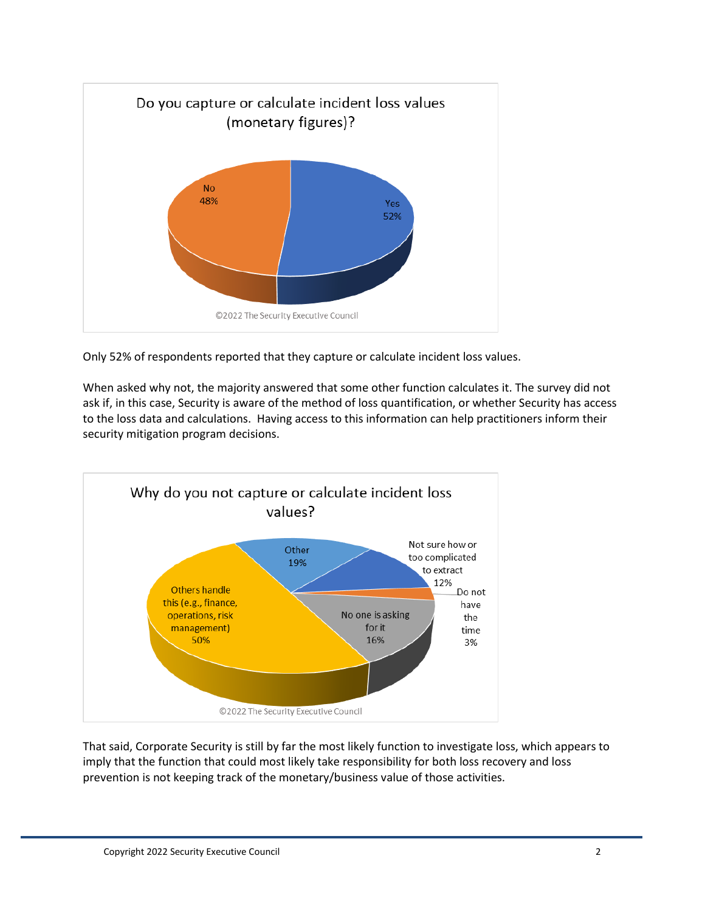**Do you capture or calculate incident loss values (monetary figures)?**

| Response | Percentage |
|---|---|
| Yes | 52% |
| No | 48% |

©2022 The Security Executive Council

Only 52% of respondents reported that they capture or calculate incident loss values.

When asked why not, the majority answered that some other function calculates it. The survey did not ask if, in this case, Security is aware of the method of loss quantification, or whether Security has access to the loss data and calculations. Having access to this information can help practitioners inform their security mitigation program decisions.

**Why do you not capture or calculate incident loss values?**

| Response | Percentage |
|---|---|
| Others handle this (e.g., finance, operations, risk management) | 50% |
| Other | 19% |
| No one is asking for it | 16% |
| Not sure how or too complicated to extract | 12% |
| Do not have the time | 3% |

©2022 The Security Executive Council

That said, Corporate Security is still by far the most likely function to investigate loss, which appears to imply that the function that could most likely take responsibility for both loss recovery and loss prevention is not keeping track of the monetary/business value of those activities.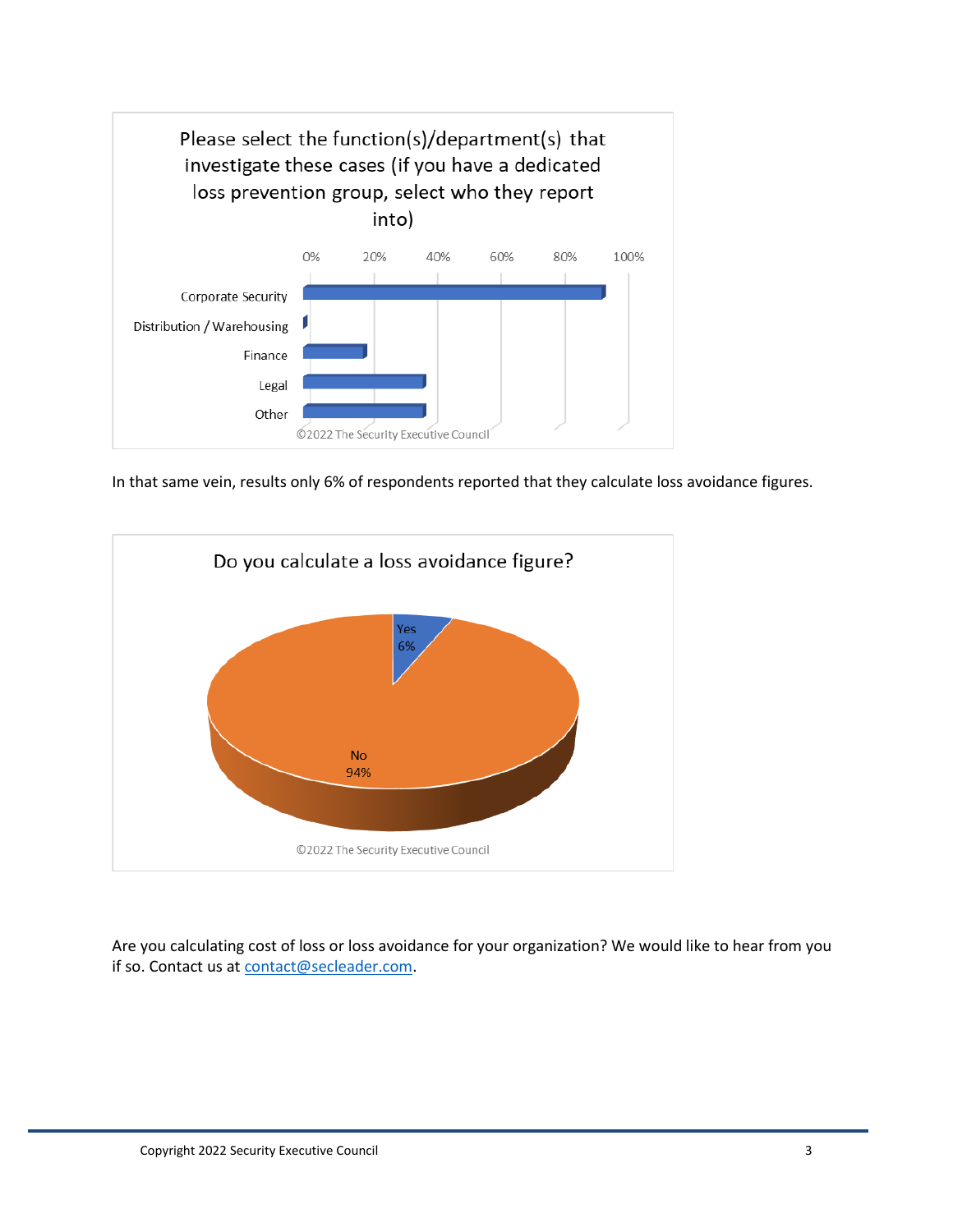Please select the function(s)/department(s) that investigate these cases (if you have a dedicated loss prevention group, select who they report into)

| Function/Department | Approx. % |
|---|---|
| Corporate Security | ~94% |
| Distribution / Warehousing | ~1% |
| Finance | ~19% |
| Legal | ~38% |
| Other | ~38% |

©2022 The Security Executive Council

In that same vein, results only 6% of respondents reported that they calculate loss avoidance figures.

Do you calculate a loss avoidance figure?

| Response | % |
|---|---|
| Yes | 6% |
| No | 94% |

©2022 The Security Executive Council

Are you calculating cost of loss or loss avoidance for your organization? We would like to hear from you if so. Contact us at [contact@secleader.com](mailto:contact@secleader.com).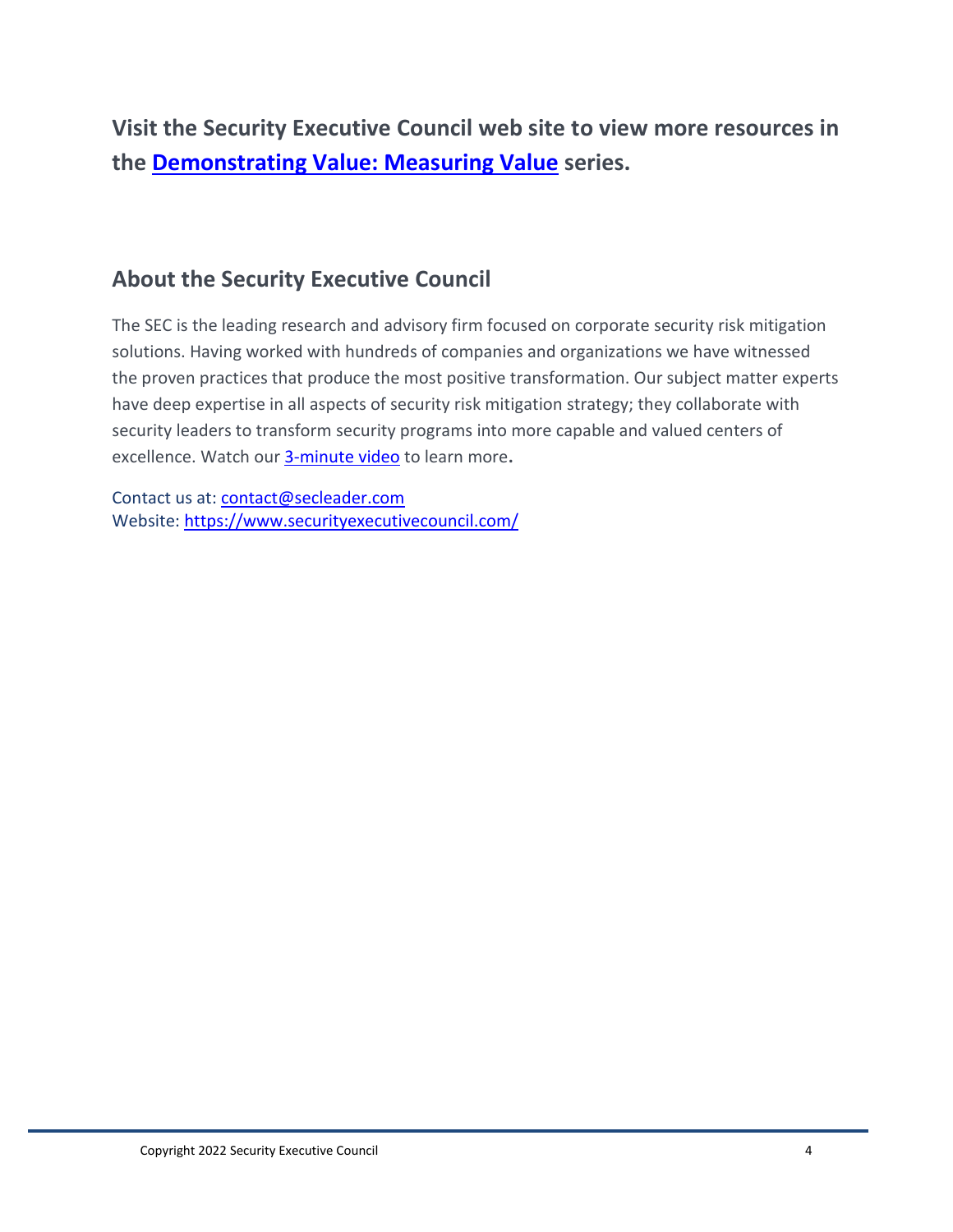**Visit the Security Executive Council web site to view more resources in the [Demonstrating Value: Measuring Value]() series.**

## About the Security Executive Council

The SEC is the leading research and advisory firm focused on corporate security risk mitigation solutions. Having worked with hundreds of companies and organizations we have witnessed the proven practices that produce the most positive transformation. Our subject matter experts have deep expertise in all aspects of security risk mitigation strategy; they collaborate with security leaders to transform security programs into more capable and valued centers of excellence. Watch our [3-minute video]() to learn more**.**

Contact us at: contact@secleader.com
Website: https://www.securityexecutivecouncil.com/

Copyright 2022 Security Executive Council